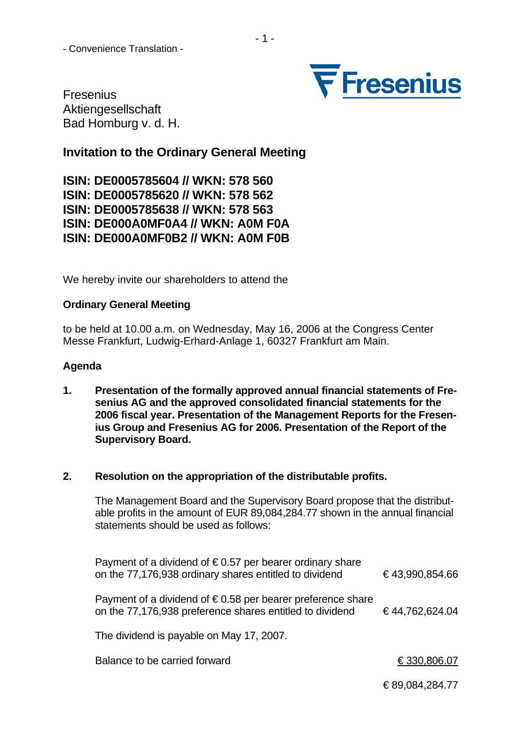- Convenience Translation -

Fresenius
Aktiengesellschaft
Bad Homburg v. d. H.

## Invitation to the Ordinary General Meeting

**ISIN: DE0005785604 // WKN: 578 560**
**ISIN: DE0005785620 // WKN: 578 562**
**ISIN: DE0005785638 // WKN: 578 563**
**ISIN: DE000A0MF0A4 // WKN: A0M F0A**
**ISIN: DE000A0MF0B2 // WKN: A0M F0B**

We hereby invite our shareholders to attend the

**Ordinary General Meeting**

to be held at 10.00 a.m. on Wednesday, May 16, 2006 at the Congress Center Messe Frankfurt, Ludwig-Erhard-Anlage 1, 60327 Frankfurt am Main.

**Agenda**

**1. Presentation of the formally approved annual financial statements of Fresenius AG and the approved consolidated financial statements for the 2006 fiscal year. Presentation of the Management Reports for the Fresenius Group and Fresenius AG for 2006. Presentation of the Report of the Supervisory Board.**

**2. Resolution on the appropriation of the distributable profits.**

The Management Board and the Supervisory Board propose that the distributable profits in the amount of EUR 89,084,284.77 shown in the annual financial statements should be used as follows:

| | |
|---|---|
| Payment of a dividend of € 0.57 per bearer ordinary share on the 77,176,938 ordinary shares entitled to dividend | € 43,990,854.66 |
| Payment of a dividend of € 0.58 per bearer preference share on the 77,176,938 preference shares entitled to dividend | € 44,762,624.04 |
| The dividend is payable on May 17, 2007. | |
| Balance to be carried forward | € 330,806.07 |
| | € 89,084,284.77 |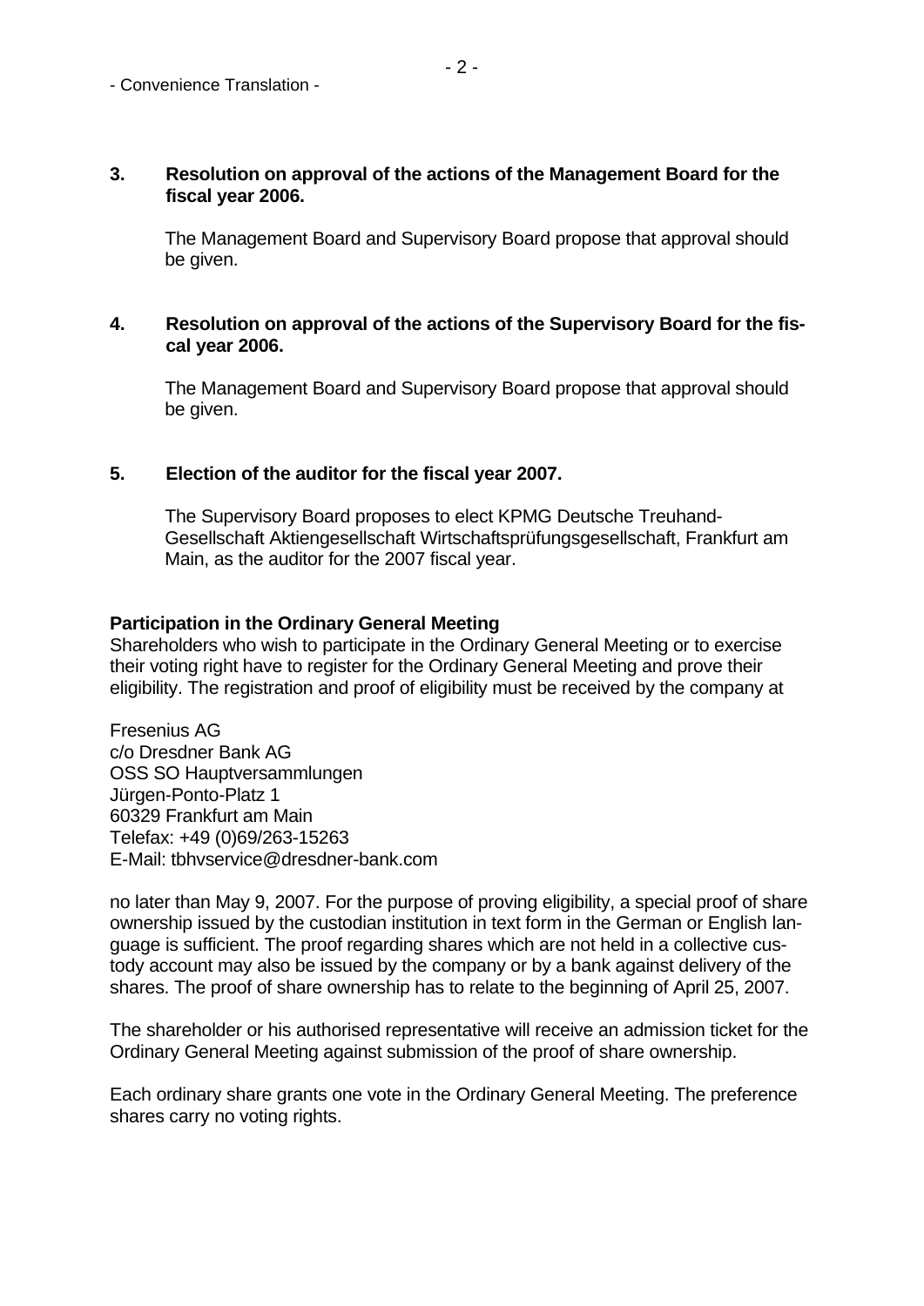**3. Resolution on approval of the actions of the Management Board for the fiscal year 2006.**

The Management Board and Supervisory Board propose that approval should be given.

**4. Resolution on approval of the actions of the Supervisory Board for the fiscal year 2006.**

The Management Board and Supervisory Board propose that approval should be given.

**5. Election of the auditor for the fiscal year 2007.**

The Supervisory Board proposes to elect KPMG Deutsche Treuhand-Gesellschaft Aktiengesellschaft Wirtschaftsprüfungsgesellschaft, Frankfurt am Main, as the auditor for the 2007 fiscal year.

**Participation in the Ordinary General Meeting**

Shareholders who wish to participate in the Ordinary General Meeting or to exercise their voting right have to register for the Ordinary General Meeting and prove their eligibility. The registration and proof of eligibility must be received by the company at

Fresenius AG
c/o Dresdner Bank AG
OSS SO Hauptversammlungen
Jürgen-Ponto-Platz 1
60329 Frankfurt am Main
Telefax: +49 (0)69/263-15263
E-Mail: tbhvservice@dresdner-bank.com

no later than May 9, 2007. For the purpose of proving eligibility, a special proof of share ownership issued by the custodian institution in text form in the German or English language is sufficient. The proof regarding shares which are not held in a collective custody account may also be issued by the company or by a bank against delivery of the shares. The proof of share ownership has to relate to the beginning of April 25, 2007.

The shareholder or his authorised representative will receive an admission ticket for the Ordinary General Meeting against submission of the proof of share ownership.

Each ordinary share grants one vote in the Ordinary General Meeting. The preference shares carry no voting rights.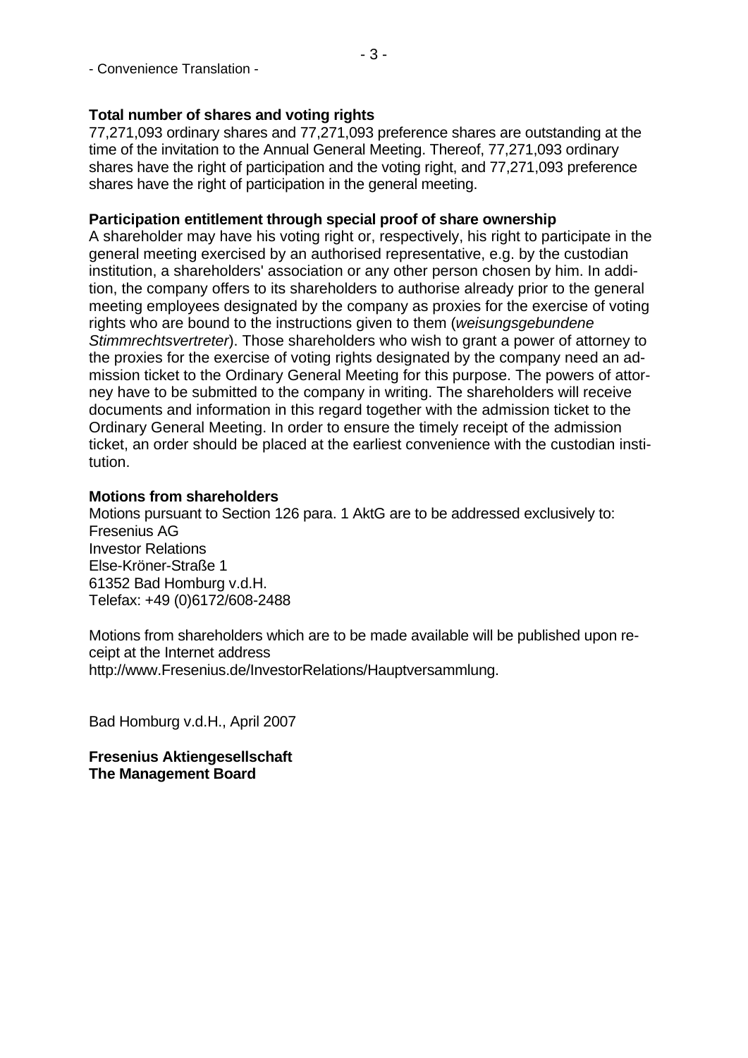- Convenience Translation -

**Total number of shares and voting rights**

77,271,093 ordinary shares and 77,271,093 preference shares are outstanding at the time of the invitation to the Annual General Meeting. Thereof, 77,271,093 ordinary shares have the right of participation and the voting right, and 77,271,093 preference shares have the right of participation in the general meeting.

**Participation entitlement through special proof of share ownership**

A shareholder may have his voting right or, respectively, his right to participate in the general meeting exercised by an authorised representative, e.g. by the custodian institution, a shareholders' association or any other person chosen by him. In addition, the company offers to its shareholders to authorise already prior to the general meeting employees designated by the company as proxies for the exercise of voting rights who are bound to the instructions given to them (*weisungsgebundene Stimmrechtsvertreter*). Those shareholders who wish to grant a power of attorney to the proxies for the exercise of voting rights designated by the company need an admission ticket to the Ordinary General Meeting for this purpose. The powers of attorney have to be submitted to the company in writing. The shareholders will receive documents and information in this regard together with the admission ticket to the Ordinary General Meeting. In order to ensure the timely receipt of the admission ticket, an order should be placed at the earliest convenience with the custodian institution.

**Motions from shareholders**

Motions pursuant to Section 126 para. 1 AktG are to be addressed exclusively to:
Fresenius AG
Investor Relations
Else-Kröner-Straße 1
61352 Bad Homburg v.d.H.
Telefax: +49 (0)6172/608-2488

Motions from shareholders which are to be made available will be published upon receipt at the Internet address
http://www.Fresenius.de/InvestorRelations/Hauptversammlung.

Bad Homburg v.d.H., April 2007

**Fresenius Aktiengesellschaft**
**The Management Board**